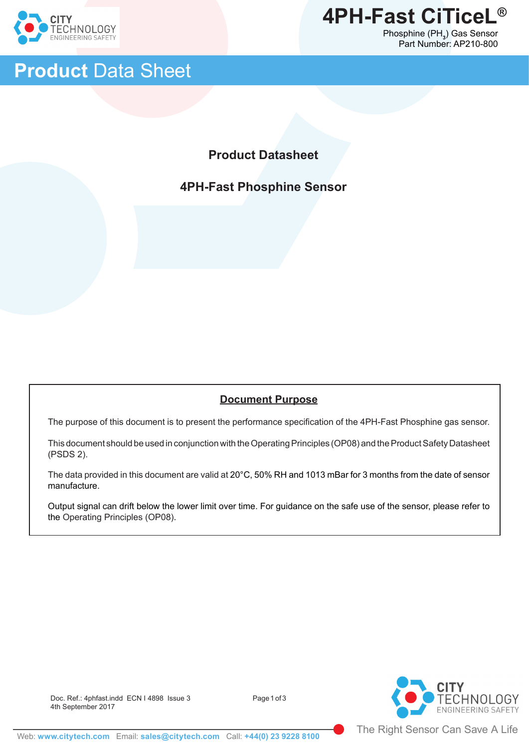# 4PH-Fast CiTiceL®

Phosphine ($PH_3$) Gas Sensor
Part Number: AP210-800

## Product Data Sheet

**Product Datasheet**

**4PH-Fast Phosphine Sensor**

**<u>Document Purpose</u>**

The purpose of this document is to present the performance specification of the 4PH-Fast Phosphine gas sensor.

This document should be used in conjunction with the Operating Principles (OP08) and the Product Safety Datasheet (PSDS 2).

The data provided in this document are valid at 20°C, 50% RH and 1013 mBar for 3 months from the date of sensor manufacture.

Output signal can drift below the lower limit over time. For guidance on the safe use of the sensor, please refer to the Operating Principles (OP08).

Doc. Ref.: 4phfast.indd ECN I 4898 Issue 3
4th September 2017

Web: www.citytech.com Email: sales@citytech.com Call: +44(0) 23 9228 8100

The Right Sensor Can Save A Life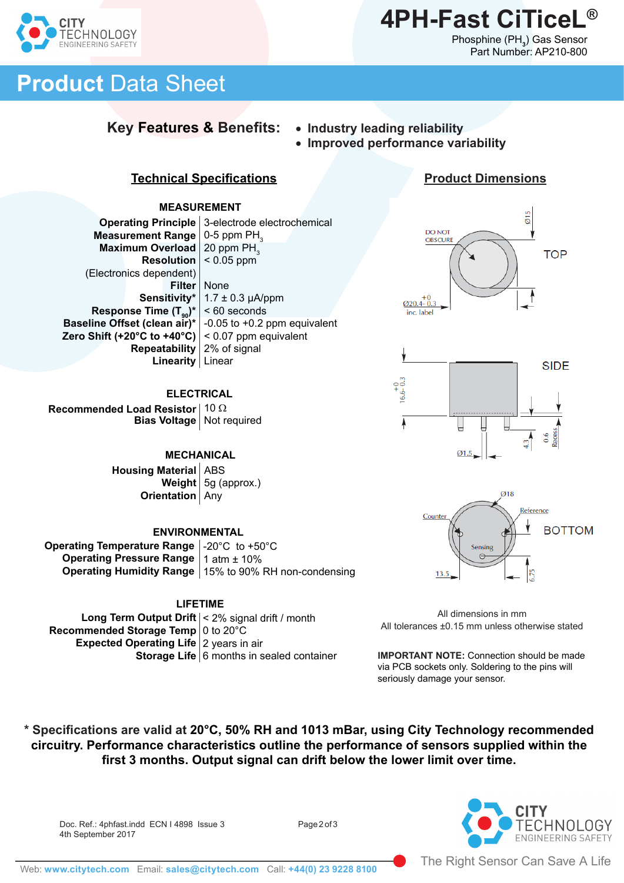# 4PH-Fast CiTiceL®

Phosphine ($PH_3$) Gas Sensor
Part Number: AP210-800

## Product Data Sheet

**Key Features & Benefits:**

- **Industry leading reliability**
- **Improved performance variability**

## Technical Specifications

### MEASUREMENT

| | |
|---|---|
| **Operating Principle** | 3-electrode electrochemical |
| **Measurement Range** | 0-5 ppm $PH_3$ |
| **Maximum Overload** | 20 ppm $PH_3$ |
| **Resolution** (Electronics dependent) | < 0.05 ppm |
| **Filter** | None |
| **Sensitivity*** | 1.7 ± 0.3 µA/ppm |
| **Response Time ($T_{90}$)*** | < 60 seconds |
| **Baseline Offset (clean air)*** | -0.05 to +0.2 ppm equivalent |
| **Zero Shift (+20°C to +40°C)** | < 0.07 ppm equivalent |
| **Repeatability** | 2% of signal |
| **Linearity** | Linear |

### ELECTRICAL

| | |
|---|---|
| **Recommended Load Resistor** | 10 Ω |
| **Bias Voltage** | Not required |

### MECHANICAL

| | |
|---|---|
| **Housing Material** | ABS |
| **Weight** | 5g (approx.) |
| **Orientation** | Any |

### ENVIRONMENTAL

| | |
|---|---|
| **Operating Temperature Range** | -20°C to +50°C |
| **Operating Pressure Range** | 1 atm ± 10% |
| **Operating Humidity Range** | 15% to 90% RH non-condensing |

### LIFETIME

| | |
|---|---|
| **Long Term Output Drift** | < 2% signal drift / month |
| **Recommended Storage Temp** | 0 to 20°C |
| **Expected Operating Life** | 2 years in air |
| **Storage Life** | 6 months in sealed container |

## Product Dimensions

TOP: DO NOT OBSCURE; Ø15; Ø20.4 +0 −0.3 inc. label

SIDE: 16.6 +0 −0.3; Ø1.5; 4.3; 0.6 Recess

BOTTOM: Ø18; Counter; Reference; Sensing; 13.5; 6.75

All dimensions in mm
All tolerances ±0.15 mm unless otherwise stated

**IMPORTANT NOTE:** Connection should be made via PCB sockets only. Soldering to the pins will seriously damage your sensor.

**\* Specifications are valid at 20°C, 50% RH and 1013 mBar, using City Technology recommended circuitry. Performance characteristics outline the performance of sensors supplied within the first 3 months. Output signal can drift below the lower limit over time.**

Doc. Ref.: 4phfast.indd ECN I 4898 Issue 3
4th September 2017

The Right Sensor Can Save A Life

Web: www.citytech.com Email: sales@citytech.com Call: +44(0) 23 9228 8100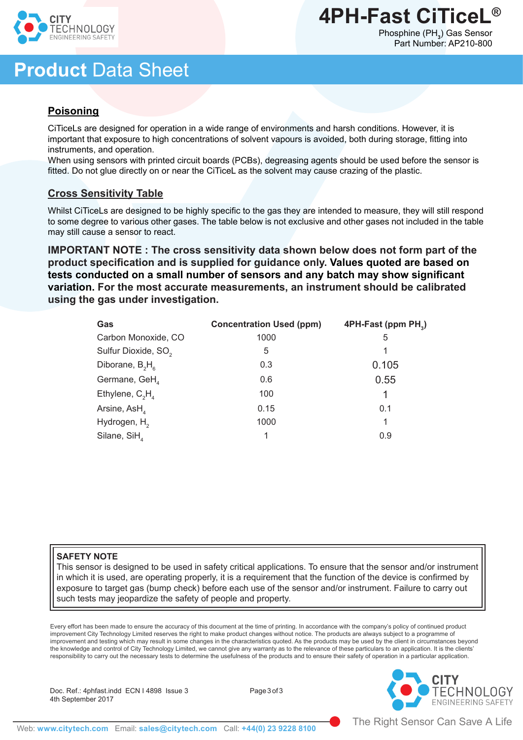# 4PH-Fast CiTiceL®

Phosphine ($PH_3$) Gas Sensor
Part Number: AP210-800

## Product Data Sheet

### Poisoning

CiTiceLs are designed for operation in a wide range of environments and harsh conditions. However, it is important that exposure to high concentrations of solvent vapours is avoided, both during storage, fitting into instruments, and operation.
When using sensors with printed circuit boards (PCBs), degreasing agents should be used before the sensor is fitted. Do not glue directly on or near the CiTiceL as the solvent may cause crazing of the plastic.

### Cross Sensitivity Table

Whilst CiTiceLs are designed to be highly specific to the gas they are intended to measure, they will still respond to some degree to various other gases. The table below is not exclusive and other gases not included in the table may still cause a sensor to react.

**IMPORTANT NOTE : The cross sensitivity data shown below does not form part of the product specification and is supplied for guidance only. Values quoted are based on tests conducted on a small number of sensors and any batch may show significant variation. For the most accurate measurements, an instrument should be calibrated using the gas under investigation.**

| Gas | Concentration Used (ppm) | 4PH-Fast (ppm $PH_3$) |
|---|---|---|
| Carbon Monoxide, CO | 1000 | 5 |
| Sulfur Dioxide, $SO_2$ | 5 | 1 |
| Diborane, $B_2H_6$ | 0.3 | 0.105 |
| Germane, $GeH_4$ | 0.6 | 0.55 |
| Ethylene, $C_2H_4$ | 100 | 1 |
| Arsine, $AsH_4$ | 0.15 | 0.1 |
| Hydrogen, $H_2$ | 1000 | 1 |
| Silane, $SiH_4$ | 1 | 0.9 |

**SAFETY NOTE**
This sensor is designed to be used in safety critical applications. To ensure that the sensor and/or instrument in which it is used, are operating properly, it is a requirement that the function of the device is confirmed by exposure to target gas (bump check) before each use of the sensor and/or instrument. Failure to carry out such tests may jeopardize the safety of people and property.

Every effort has been made to ensure the accuracy of this document at the time of printing. In accordance with the company's policy of continued product improvement City Technology Limited reserves the right to make product changes without notice. The products are always subject to a programme of improvement and testing which may result in some changes in the characteristics quoted. As the products may be used by the client in circumstances beyond the knowledge and control of City Technology Limited, we cannot give any warranty as to the relevance of these particulars to an application. It is the clients' responsibility to carry out the necessary tests to determine the usefulness of the products and to ensure their safety of operation in a particular application.

Doc. Ref.: 4phfast.indd ECN I 4898 Issue 3
4th September 2017

The Right Sensor Can Save A Life

Web: **www.citytech.com** Email: **sales@citytech.com** Call: **+44(0) 23 9228 8100**